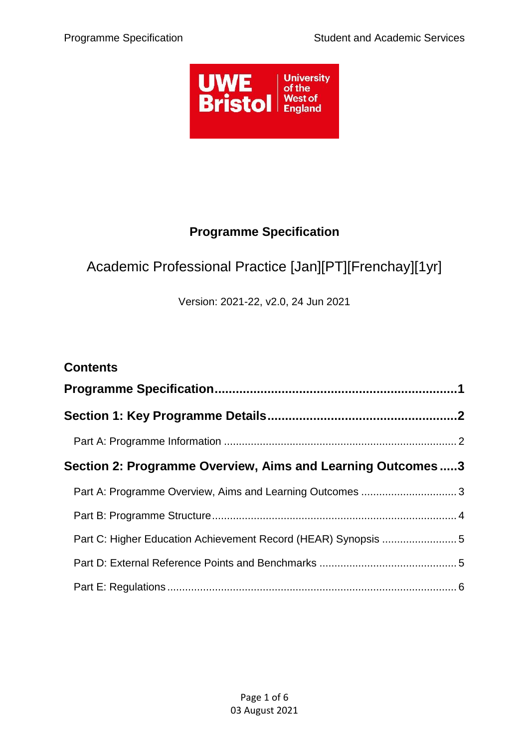# Programme Specification

## Academic Professional Practice [Jan][PT][Frenchay][1yr]

Version: 2021-22, v2.0, 24 Jun 2021

### Contents

**Programme Specification....................................................................1**

**Section 1: Key Programme Details.....................................................2**

Part A: Programme Information ............................................................................. 2

**Section 2: Programme Overview, Aims and Learning Outcomes .....3**

Part A: Programme Overview, Aims and Learning Outcomes ................................ 3

Part B: Programme Structure................................................................................. 4

Part C: Higher Education Achievement Record (HEAR) Synopsis ......................... 5

Part D: External Reference Points and Benchmarks ............................................. 5

Part E: Regulations ................................................................................................ 6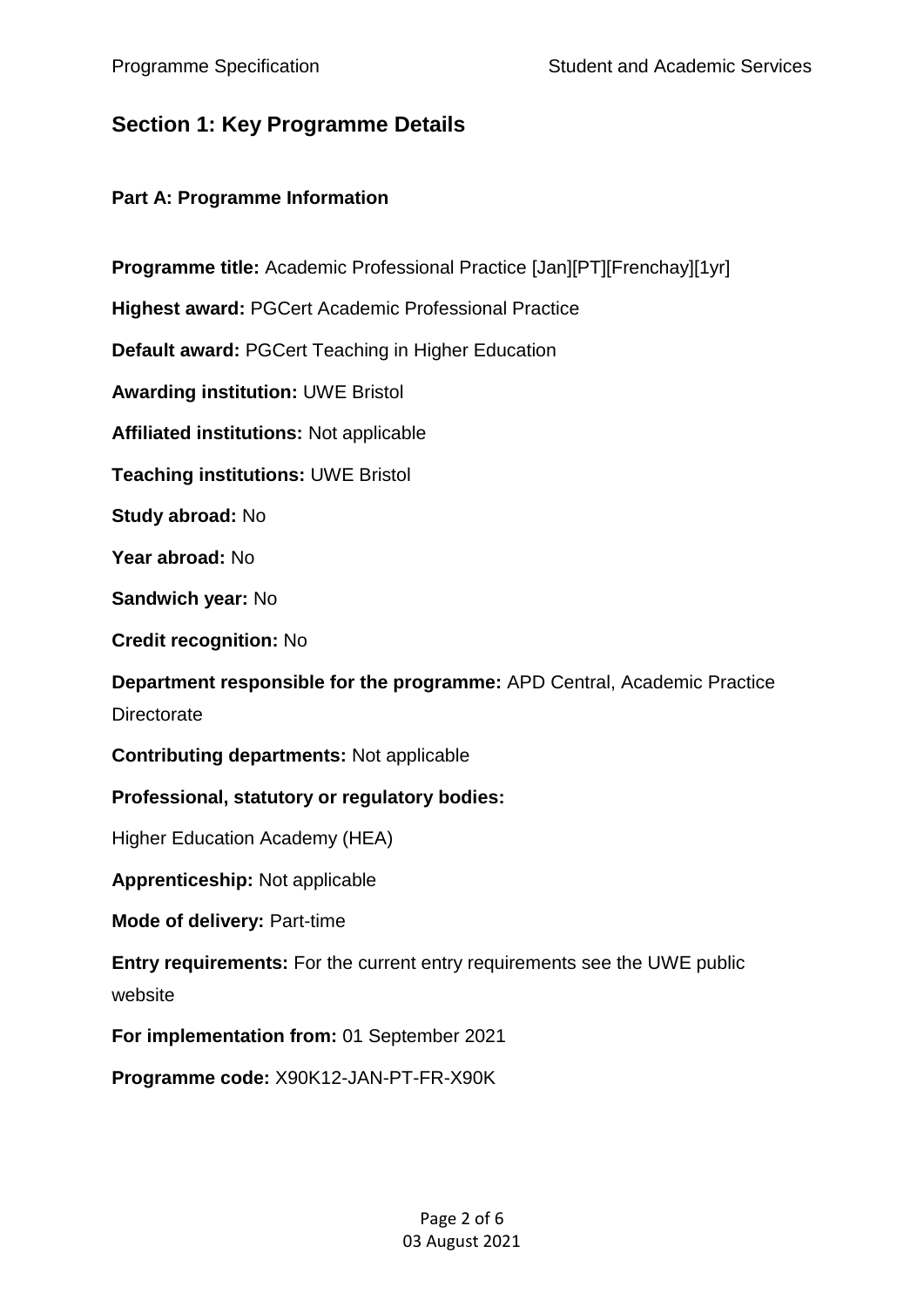## Section 1: Key Programme Details

### Part A: Programme Information

**Programme title:** Academic Professional Practice [Jan][PT][Frenchay][1yr]

**Highest award:** PGCert Academic Professional Practice

**Default award:** PGCert Teaching in Higher Education

**Awarding institution:** UWE Bristol

**Affiliated institutions:** Not applicable

**Teaching institutions:** UWE Bristol

**Study abroad:** No

**Year abroad:** No

**Sandwich year:** No

**Credit recognition:** No

**Department responsible for the programme:** APD Central, Academic Practice Directorate

**Contributing departments:** Not applicable

**Professional, statutory or regulatory bodies:**

Higher Education Academy (HEA)

**Apprenticeship:** Not applicable

**Mode of delivery:** Part-time

**Entry requirements:** For the current entry requirements see the UWE public website

**For implementation from:** 01 September 2021

**Programme code:** X90K12-JAN-PT-FR-X90K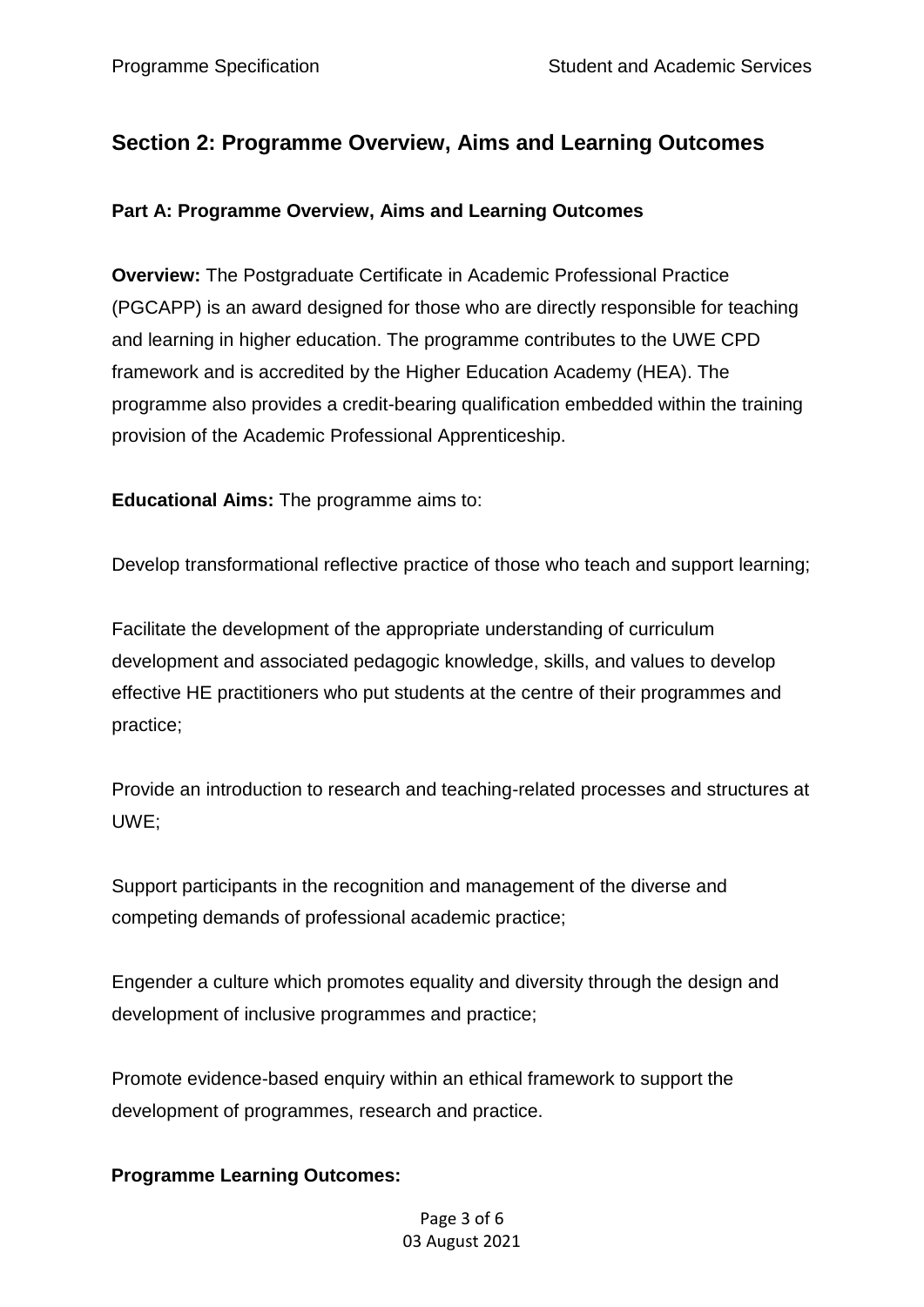## Section 2: Programme Overview, Aims and Learning Outcomes

### Part A: Programme Overview, Aims and Learning Outcomes

**Overview:** The Postgraduate Certificate in Academic Professional Practice (PGCAPP) is an award designed for those who are directly responsible for teaching and learning in higher education. The programme contributes to the UWE CPD framework and is accredited by the Higher Education Academy (HEA). The programme also provides a credit-bearing qualification embedded within the training provision of the Academic Professional Apprenticeship.

**Educational Aims:** The programme aims to:

Develop transformational reflective practice of those who teach and support learning;

Facilitate the development of the appropriate understanding of curriculum development and associated pedagogic knowledge, skills, and values to develop effective HE practitioners who put students at the centre of their programmes and practice;

Provide an introduction to research and teaching-related processes and structures at UWE;

Support participants in the recognition and management of the diverse and competing demands of professional academic practice;

Engender a culture which promotes equality and diversity through the design and development of inclusive programmes and practice;

Promote evidence-based enquiry within an ethical framework to support the development of programmes, research and practice.

**Programme Learning Outcomes:**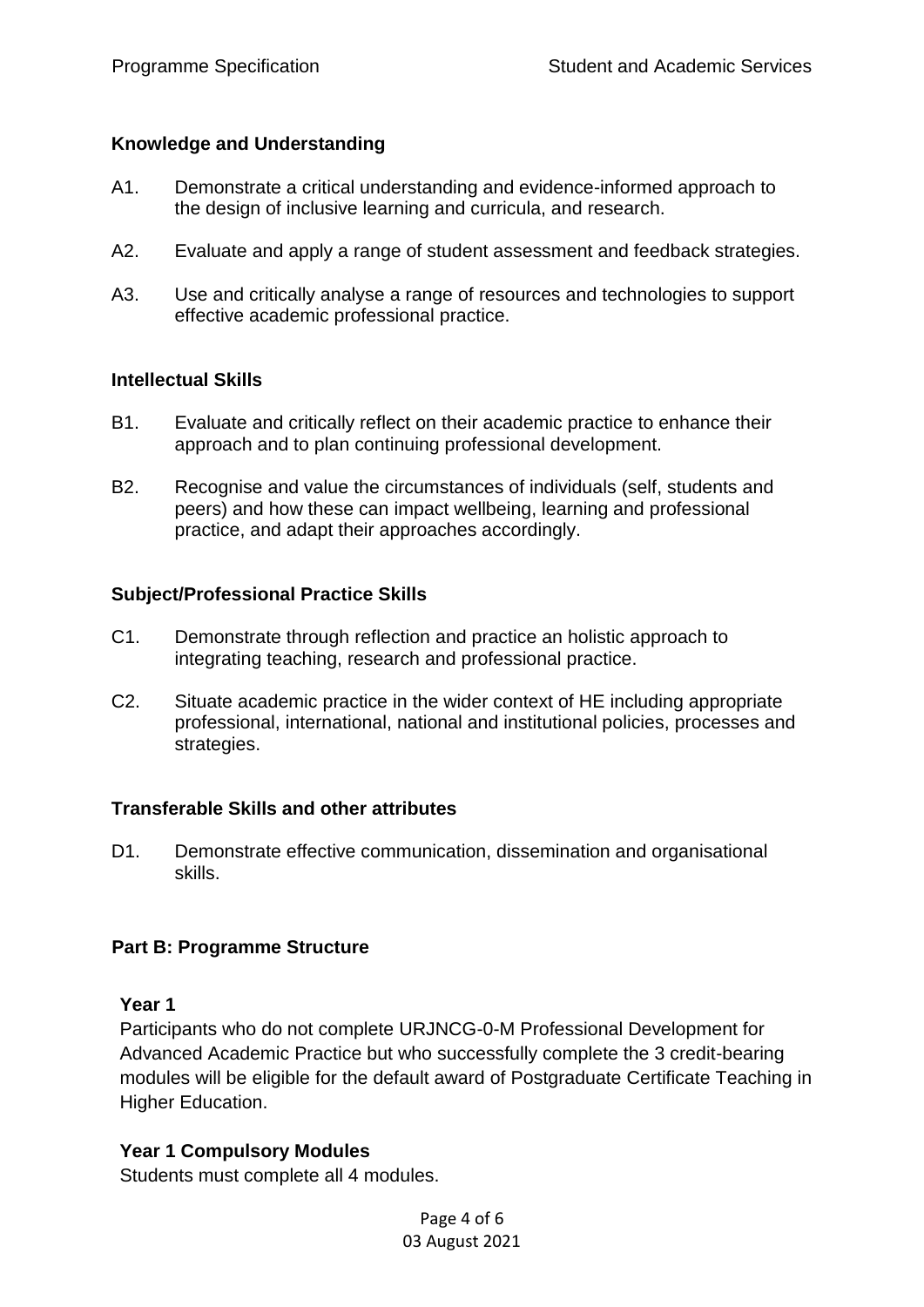### Knowledge and Understanding

A1. Demonstrate a critical understanding and evidence-informed approach to the design of inclusive learning and curricula, and research.

A2. Evaluate and apply a range of student assessment and feedback strategies.

A3. Use and critically analyse a range of resources and technologies to support effective academic professional practice.

### Intellectual Skills

B1. Evaluate and critically reflect on their academic practice to enhance their approach and to plan continuing professional development.

B2. Recognise and value the circumstances of individuals (self, students and peers) and how these can impact wellbeing, learning and professional practice, and adapt their approaches accordingly.

### Subject/Professional Practice Skills

C1. Demonstrate through reflection and practice an holistic approach to integrating teaching, research and professional practice.

C2. Situate academic practice in the wider context of HE including appropriate professional, international, national and institutional policies, processes and strategies.

### Transferable Skills and other attributes

D1. Demonstrate effective communication, dissemination and organisational skills.

## Part B: Programme Structure

### Year 1

Participants who do not complete URJNCG-0-M Professional Development for Advanced Academic Practice but who successfully complete the 3 credit-bearing modules will be eligible for the default award of Postgraduate Certificate Teaching in Higher Education.

### Year 1 Compulsory Modules

Students must complete all 4 modules.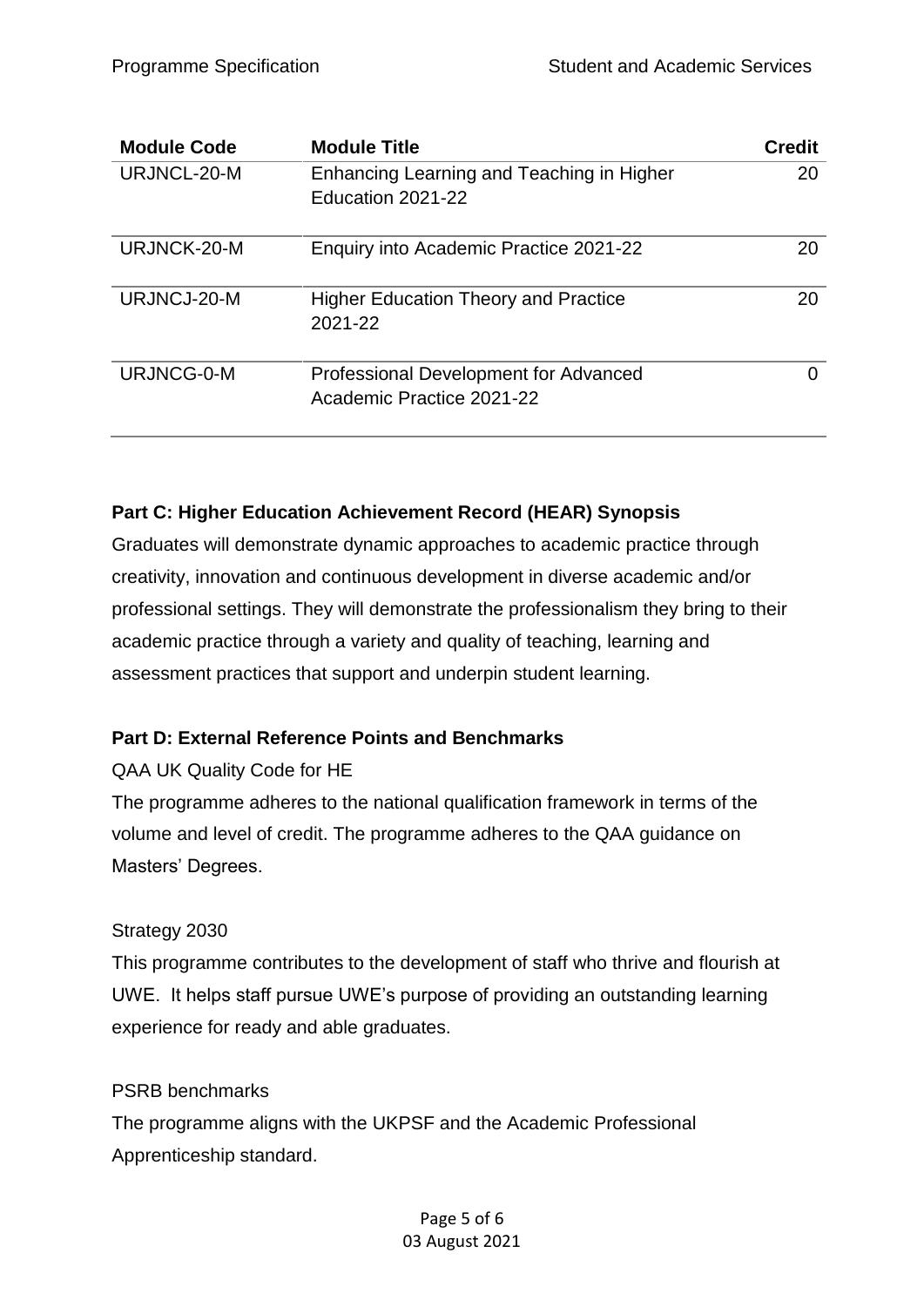| Module Code | Module Title | Credit |
|---|---|---|
| URJNCL-20-M | Enhancing Learning and Teaching in Higher Education 2021-22 | 20 |
| URJNCK-20-M | Enquiry into Academic Practice 2021-22 | 20 |
| URJNCJ-20-M | Higher Education Theory and Practice 2021-22 | 20 |
| URJNCG-0-M | Professional Development for Advanced Academic Practice 2021-22 | 0 |

**Part C: Higher Education Achievement Record (HEAR) Synopsis**

Graduates will demonstrate dynamic approaches to academic practice through creativity, innovation and continuous development in diverse academic and/or professional settings. They will demonstrate the professionalism they bring to their academic practice through a variety and quality of teaching, learning and assessment practices that support and underpin student learning.

**Part D: External Reference Points and Benchmarks**

QAA UK Quality Code for HE

The programme adheres to the national qualification framework in terms of the volume and level of credit. The programme adheres to the QAA guidance on Masters' Degrees.

Strategy 2030

This programme contributes to the development of staff who thrive and flourish at UWE. It helps staff pursue UWE's purpose of providing an outstanding learning experience for ready and able graduates.

PSRB benchmarks

The programme aligns with the UKPSF and the Academic Professional Apprenticeship standard.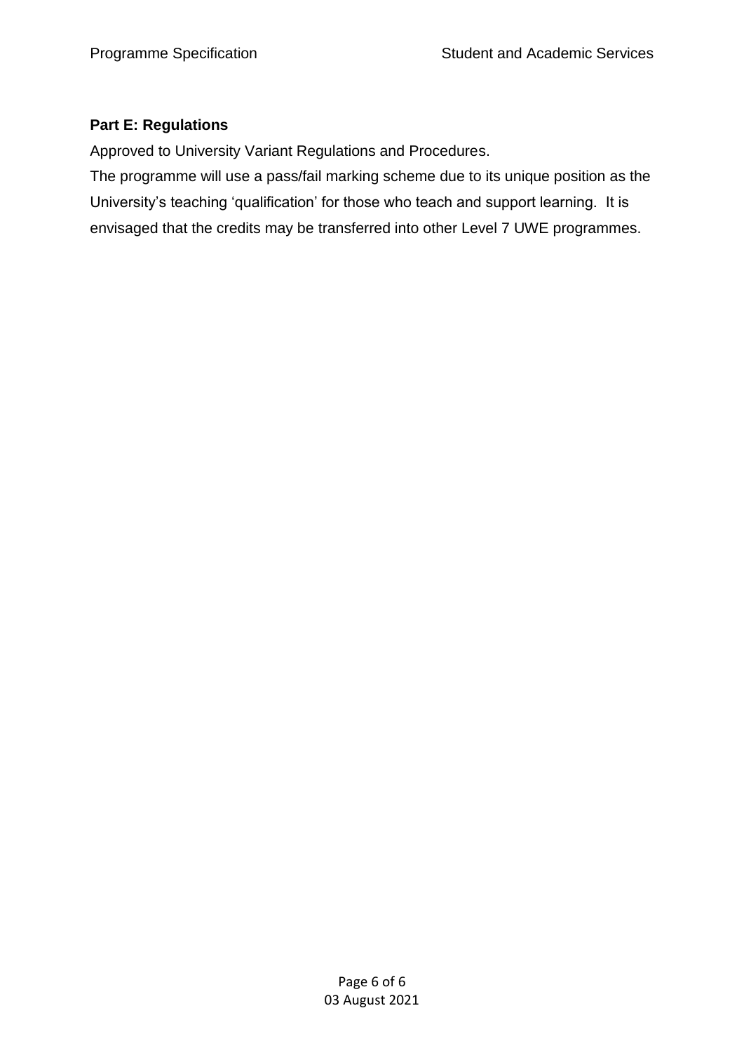**Part E: Regulations**

Approved to University Variant Regulations and Procedures.

The programme will use a pass/fail marking scheme due to its unique position as the University's teaching 'qualification' for those who teach and support learning. It is envisaged that the credits may be transferred into other Level 7 UWE programmes.

03 August 2021